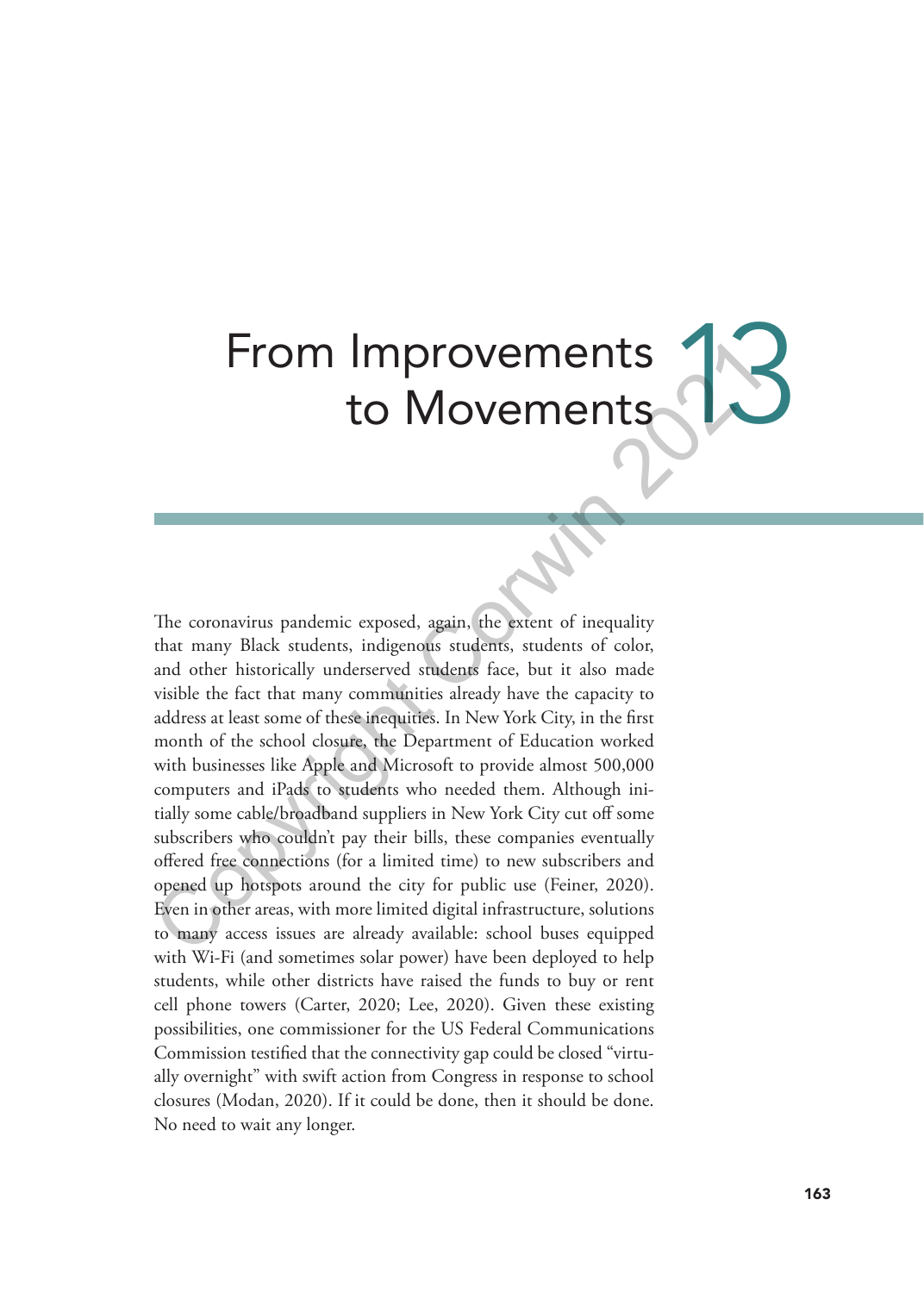# 13 From Improvements to Movements

The coronavirus pandemic exposed, again, the extent of inequality that many Black students, indigenous students, students of color, and other historically underserved students face, but it also made visible the fact that many communities already have the capacity to address at least some of these inequities. In New York City, in the first month of the school closure, the Department of Education worked with businesses like Apple and Microsoft to provide almost 500,000 computers and iPads to students who needed them. Although initially some cable/broadband suppliers in New York City cut off some subscribers who couldn't pay their bills, these companies eventually offered free connections (for a limited time) to new subscribers and opened up hotspots around the city for public use (Feiner, 2020). Even in other areas, with more limited digital infrastructure, solutions to many access issues are already available: school buses equipped with Wi-Fi (and sometimes solar power) have been deployed to help students, while other districts have raised the funds to buy or rent cell phone towers (Carter, 2020; Lee, 2020). Given these existing possibilities, one commissioner for the US Federal Communications Commission testified that the connectivity gap could be closed "virtually overnight" with swift action from Congress in response to school closures (Modan, 2020). If it could be done, then it should be done. No need to wait any longer.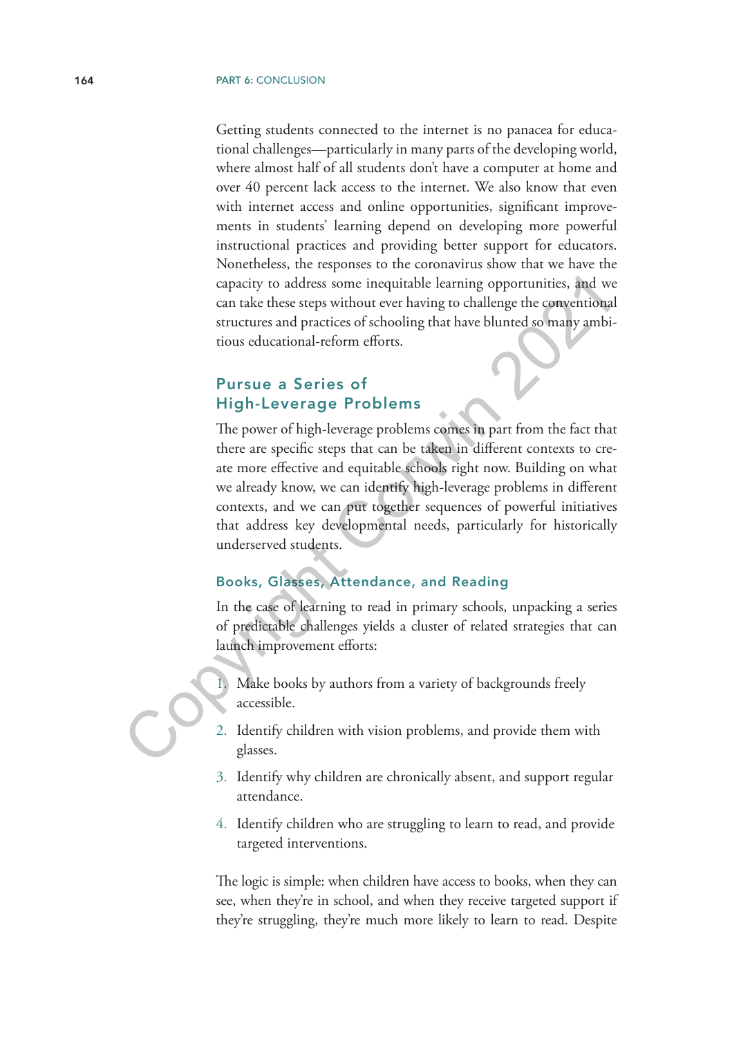Getting students connected to the internet is no panacea for educational challenges—particularly in many parts of the developing world, where almost half of all students don't have a computer at home and over 40 percent lack access to the internet. We also know that even with internet access and online opportunities, significant improvements in students' learning depend on developing more powerful instructional practices and providing better support for educators. Nonetheless, the responses to the coronavirus show that we have the capacity to address some inequitable learning opportunities, and we can take these steps without ever having to challenge the conventional structures and practices of schooling that have blunted so many ambitious educational-reform efforts.

## Pursue a Series of High-Leverage Problems

The power of high-leverage problems comes in part from the fact that there are specific steps that can be taken in different contexts to create more effective and equitable schools right now. Building on what we already know, we can identify high-leverage problems in different contexts, and we can put together sequences of powerful initiatives that address key developmental needs, particularly for historically underserved students.

### Books, Glasses, Attendance, and Reading

In the case of learning to read in primary schools, unpacking a series of predictable challenges yields a cluster of related strategies that can launch improvement efforts:

1. Make books by authors from a variety of backgrounds freely accessible.
2. Identify children with vision problems, and provide them with glasses.
3. Identify why children are chronically absent, and support regular attendance.
4. Identify children who are struggling to learn to read, and provide targeted interventions.

The logic is simple: when children have access to books, when they can see, when they're in school, and when they receive targeted support if they're struggling, they're much more likely to learn to read. Despite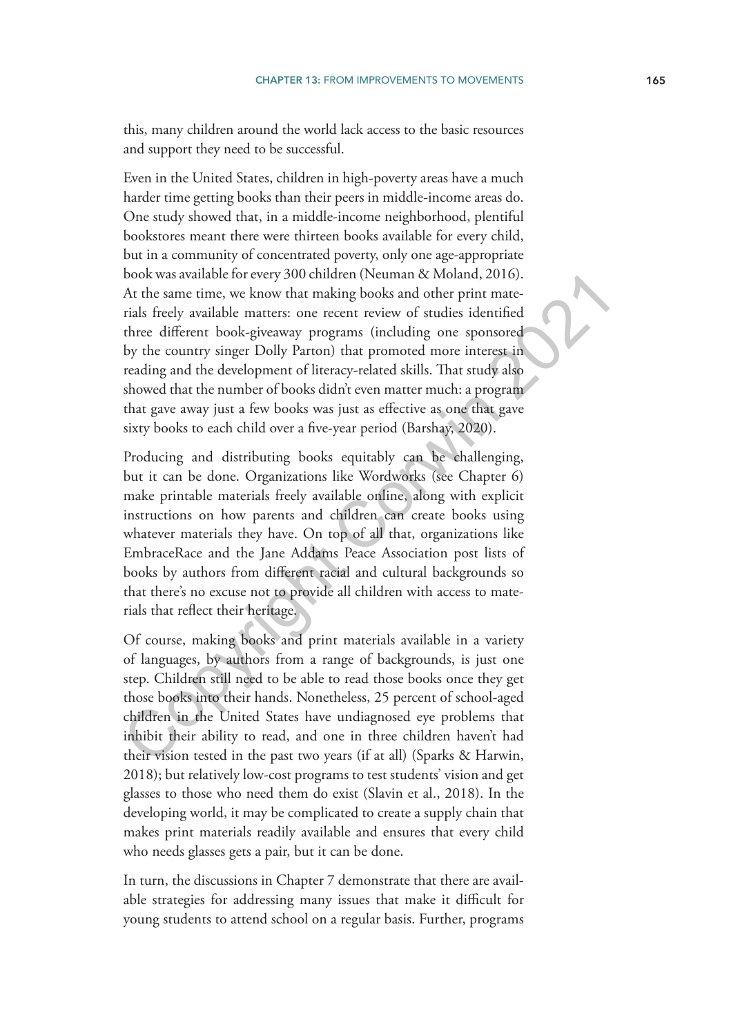this, many children around the world lack access to the basic resources and support they need to be successful.

Even in the United States, children in high-poverty areas have a much harder time getting books than their peers in middle-income areas do. One study showed that, in a middle-income neighborhood, plentiful bookstores meant there were thirteen books available for every child, but in a community of concentrated poverty, only one age-appropriate book was available for every 300 children (Neuman & Moland, 2016). At the same time, we know that making books and other print materials freely available matters: one recent review of studies identified three different book-giveaway programs (including one sponsored by the country singer Dolly Parton) that promoted more interest in reading and the development of literacy-related skills. That study also showed that the number of books didn't even matter much: a program that gave away just a few books was just as effective as one that gave sixty books to each child over a five-year period (Barshay, 2020).

Producing and distributing books equitably can be challenging, but it can be done. Organizations like Wordworks (see Chapter 6) make printable materials freely available online, along with explicit instructions on how parents and children can create books using whatever materials they have. On top of all that, organizations like EmbraceRace and the Jane Addams Peace Association post lists of books by authors from different racial and cultural backgrounds so that there's no excuse not to provide all children with access to materials that reflect their heritage.

Of course, making books and print materials available in a variety of languages, by authors from a range of backgrounds, is just one step. Children still need to be able to read those books once they get those books into their hands. Nonetheless, 25 percent of school-aged children in the United States have undiagnosed eye problems that inhibit their ability to read, and one in three children haven't had their vision tested in the past two years (if at all) (Sparks & Harwin, 2018); but relatively low-cost programs to test students' vision and get glasses to those who need them do exist (Slavin et al., 2018). In the developing world, it may be complicated to create a supply chain that makes print materials readily available and ensures that every child who needs glasses gets a pair, but it can be done.

In turn, the discussions in Chapter 7 demonstrate that there are available strategies for addressing many issues that make it difficult for young students to attend school on a regular basis. Further, programs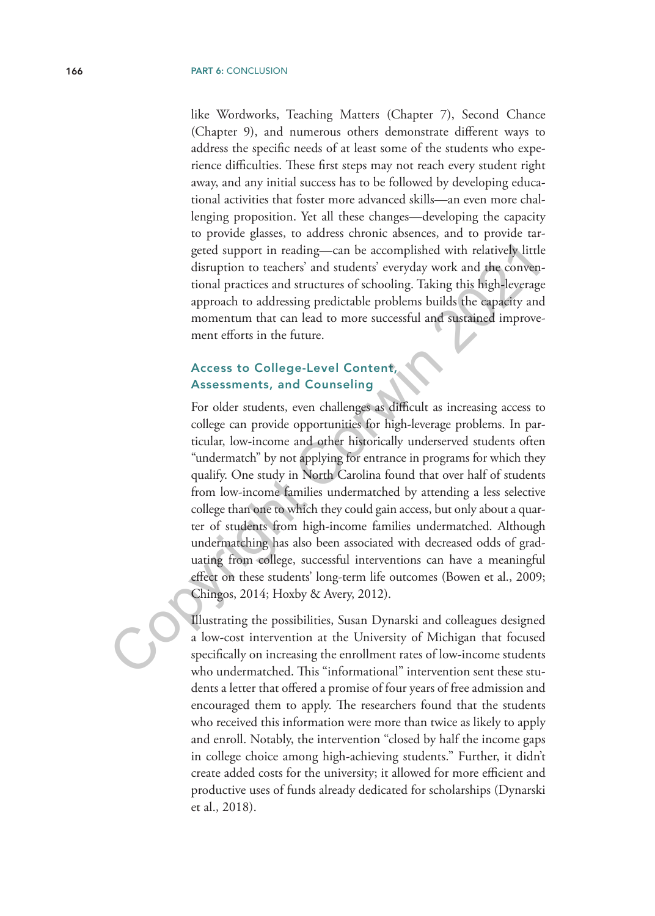like Wordworks, Teaching Matters (Chapter 7), Second Chance (Chapter 9), and numerous others demonstrate different ways to address the specific needs of at least some of the students who experience difficulties. These first steps may not reach every student right away, and any initial success has to be followed by developing educational activities that foster more advanced skills—an even more challenging proposition. Yet all these changes—developing the capacity to provide glasses, to address chronic absences, and to provide targeted support in reading—can be accomplished with relatively little disruption to teachers' and students' everyday work and the conventional practices and structures of schooling. Taking this high-leverage approach to addressing predictable problems builds the capacity and momentum that can lead to more successful and sustained improvement efforts in the future.

### Access to College-Level Content, Assessments, and Counseling

For older students, even challenges as difficult as increasing access to college can provide opportunities for high-leverage problems. In particular, low-income and other historically underserved students often "undermatch" by not applying for entrance in programs for which they qualify. One study in North Carolina found that over half of students from low-income families undermatched by attending a less selective college than one to which they could gain access, but only about a quarter of students from high-income families undermatched. Although undermatching has also been associated with decreased odds of graduating from college, successful interventions can have a meaningful effect on these students' long-term life outcomes (Bowen et al., 2009; Chingos, 2014; Hoxby & Avery, 2012).

Illustrating the possibilities, Susan Dynarski and colleagues designed a low-cost intervention at the University of Michigan that focused specifically on increasing the enrollment rates of low-income students who undermatched. This "informational" intervention sent these students a letter that offered a promise of four years of free admission and encouraged them to apply. The researchers found that the students who received this information were more than twice as likely to apply and enroll. Notably, the intervention "closed by half the income gaps in college choice among high-achieving students." Further, it didn't create added costs for the university; it allowed for more efficient and productive uses of funds already dedicated for scholarships (Dynarski et al., 2018).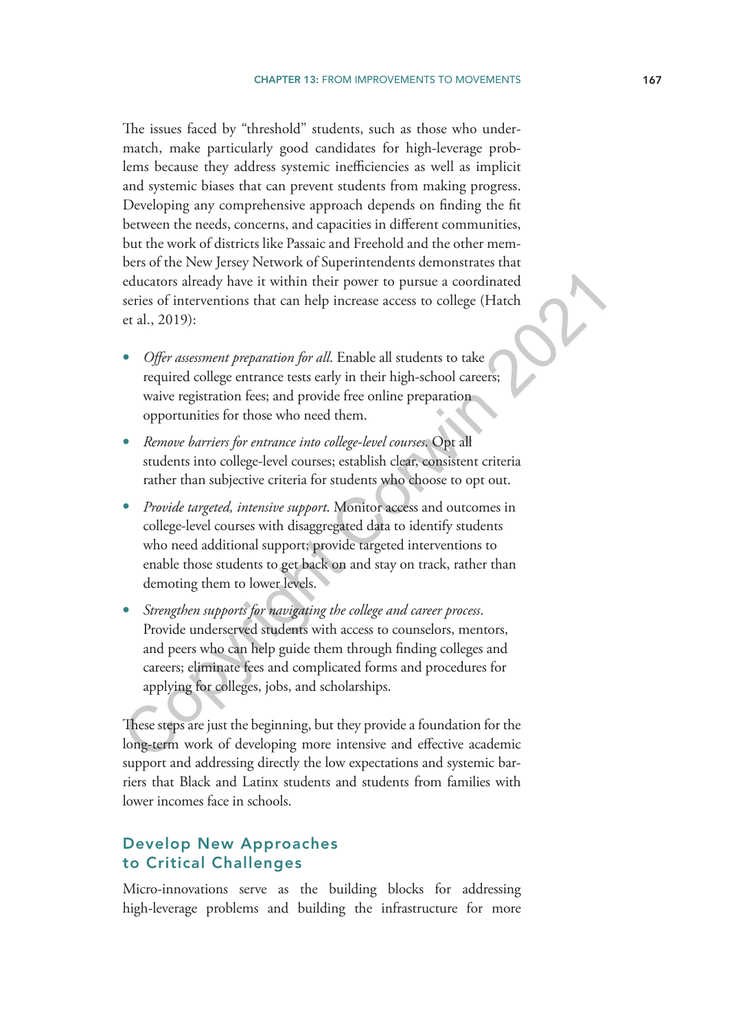The issues faced by "threshold" students, such as those who undermatch, make particularly good candidates for high-leverage problems because they address systemic inefficiencies as well as implicit and systemic biases that can prevent students from making progress. Developing any comprehensive approach depends on finding the fit between the needs, concerns, and capacities in different communities, but the work of districts like Passaic and Freehold and the other members of the New Jersey Network of Superintendents demonstrates that educators already have it within their power to pursue a coordinated series of interventions that can help increase access to college (Hatch et al., 2019):

- *Offer assessment preparation for all.* Enable all students to take required college entrance tests early in their high-school careers; waive registration fees; and provide free online preparation opportunities for those who need them.
- *Remove barriers for entrance into college-level courses.* Opt all students into college-level courses; establish clear, consistent criteria rather than subjective criteria for students who choose to opt out.
- *Provide targeted, intensive support.* Monitor access and outcomes in college-level courses with disaggregated data to identify students who need additional support; provide targeted interventions to enable those students to get back on and stay on track, rather than demoting them to lower levels.
- *Strengthen supports for navigating the college and career process.* Provide underserved students with access to counselors, mentors, and peers who can help guide them through finding colleges and careers; eliminate fees and complicated forms and procedures for applying for colleges, jobs, and scholarships.

These steps are just the beginning, but they provide a foundation for the long-term work of developing more intensive and effective academic support and addressing directly the low expectations and systemic barriers that Black and Latinx students and students from families with lower incomes face in schools.

## Develop New Approaches to Critical Challenges

Micro-innovations serve as the building blocks for addressing high-leverage problems and building the infrastructure for more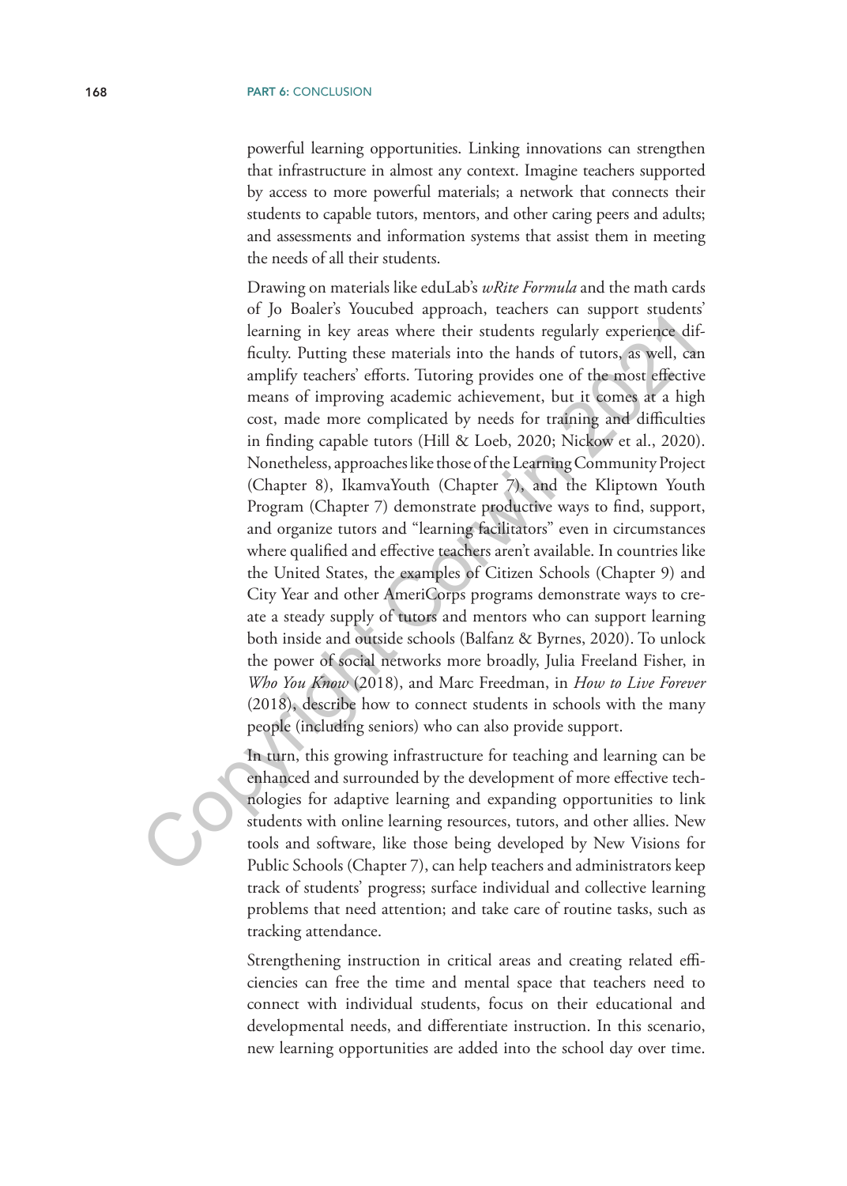powerful learning opportunities. Linking innovations can strengthen that infrastructure in almost any context. Imagine teachers supported by access to more powerful materials; a network that connects their students to capable tutors, mentors, and other caring peers and adults; and assessments and information systems that assist them in meeting the needs of all their students.

Drawing on materials like eduLab's *wRite Formula* and the math cards of Jo Boaler's Youcubed approach, teachers can support students' learning in key areas where their students regularly experience difficulty. Putting these materials into the hands of tutors, as well, can amplify teachers' efforts. Tutoring provides one of the most effective means of improving academic achievement, but it comes at a high cost, made more complicated by needs for training and difficulties in finding capable tutors (Hill & Loeb, 2020; Nickow et al., 2020). Nonetheless, approaches like those of the Learning Community Project (Chapter 8), IkamvaYouth (Chapter 7), and the Kliptown Youth Program (Chapter 7) demonstrate productive ways to find, support, and organize tutors and "learning facilitators" even in circumstances where qualified and effective teachers aren't available. In countries like the United States, the examples of Citizen Schools (Chapter 9) and City Year and other AmeriCorps programs demonstrate ways to create a steady supply of tutors and mentors who can support learning both inside and outside schools (Balfanz & Byrnes, 2020). To unlock the power of social networks more broadly, Julia Freeland Fisher, in *Who You Know* (2018), and Marc Freedman, in *How to Live Forever* (2018), describe how to connect students in schools with the many people (including seniors) who can also provide support.

In turn, this growing infrastructure for teaching and learning can be enhanced and surrounded by the development of more effective technologies for adaptive learning and expanding opportunities to link students with online learning resources, tutors, and other allies. New tools and software, like those being developed by New Visions for Public Schools (Chapter 7), can help teachers and administrators keep track of students' progress; surface individual and collective learning problems that need attention; and take care of routine tasks, such as tracking attendance.

Strengthening instruction in critical areas and creating related efficiencies can free the time and mental space that teachers need to connect with individual students, focus on their educational and developmental needs, and differentiate instruction. In this scenario, new learning opportunities are added into the school day over time.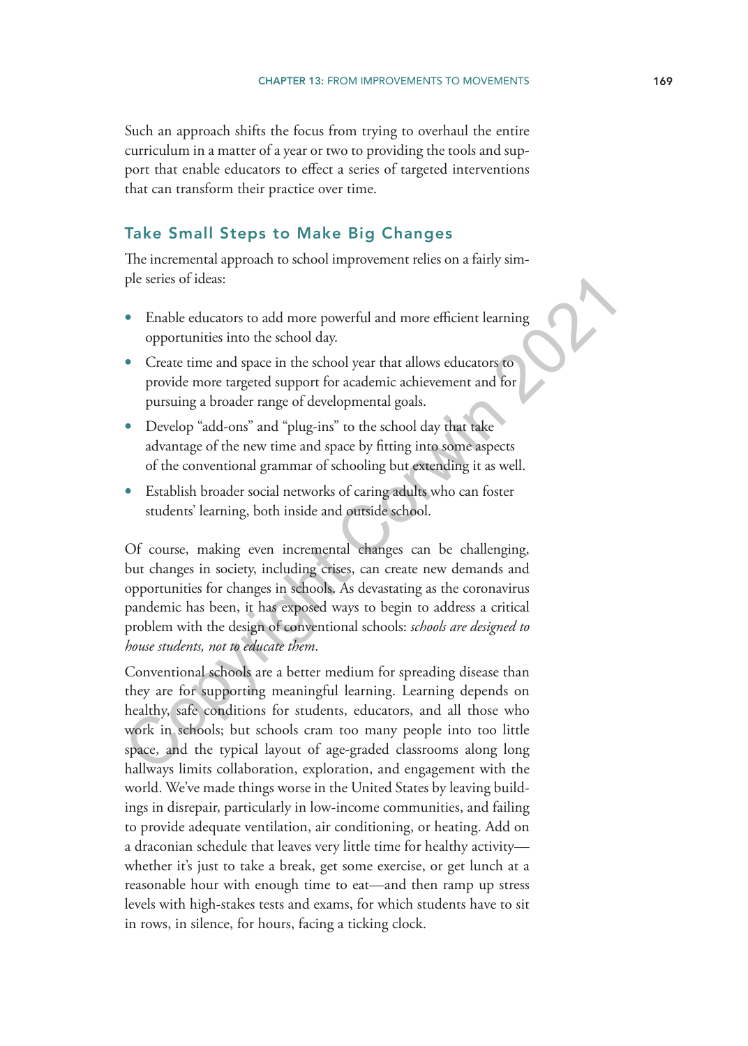Such an approach shifts the focus from trying to overhaul the entire curriculum in a matter of a year or two to providing the tools and support that enable educators to effect a series of targeted interventions that can transform their practice over time.

## Take Small Steps to Make Big Changes

The incremental approach to school improvement relies on a fairly simple series of ideas:

- Enable educators to add more powerful and more efficient learning opportunities into the school day.
- Create time and space in the school year that allows educators to provide more targeted support for academic achievement and for pursuing a broader range of developmental goals.
- Develop "add-ons" and "plug-ins" to the school day that take advantage of the new time and space by fitting into some aspects of the conventional grammar of schooling but extending it as well.
- Establish broader social networks of caring adults who can foster students' learning, both inside and outside school.

Of course, making even incremental changes can be challenging, but changes in society, including crises, can create new demands and opportunities for changes in schools. As devastating as the coronavirus pandemic has been, it has exposed ways to begin to address a critical problem with the design of conventional schools: *schools are designed to house students, not to educate them*.

Conventional schools are a better medium for spreading disease than they are for supporting meaningful learning. Learning depends on healthy, safe conditions for students, educators, and all those who work in schools; but schools cram too many people into too little space, and the typical layout of age-graded classrooms along long hallways limits collaboration, exploration, and engagement with the world. We've made things worse in the United States by leaving buildings in disrepair, particularly in low-income communities, and failing to provide adequate ventilation, air conditioning, or heating. Add on a draconian schedule that leaves very little time for healthy activity—whether it's just to take a break, get some exercise, or get lunch at a reasonable hour with enough time to eat—and then ramp up stress levels with high-stakes tests and exams, for which students have to sit in rows, in silence, for hours, facing a ticking clock.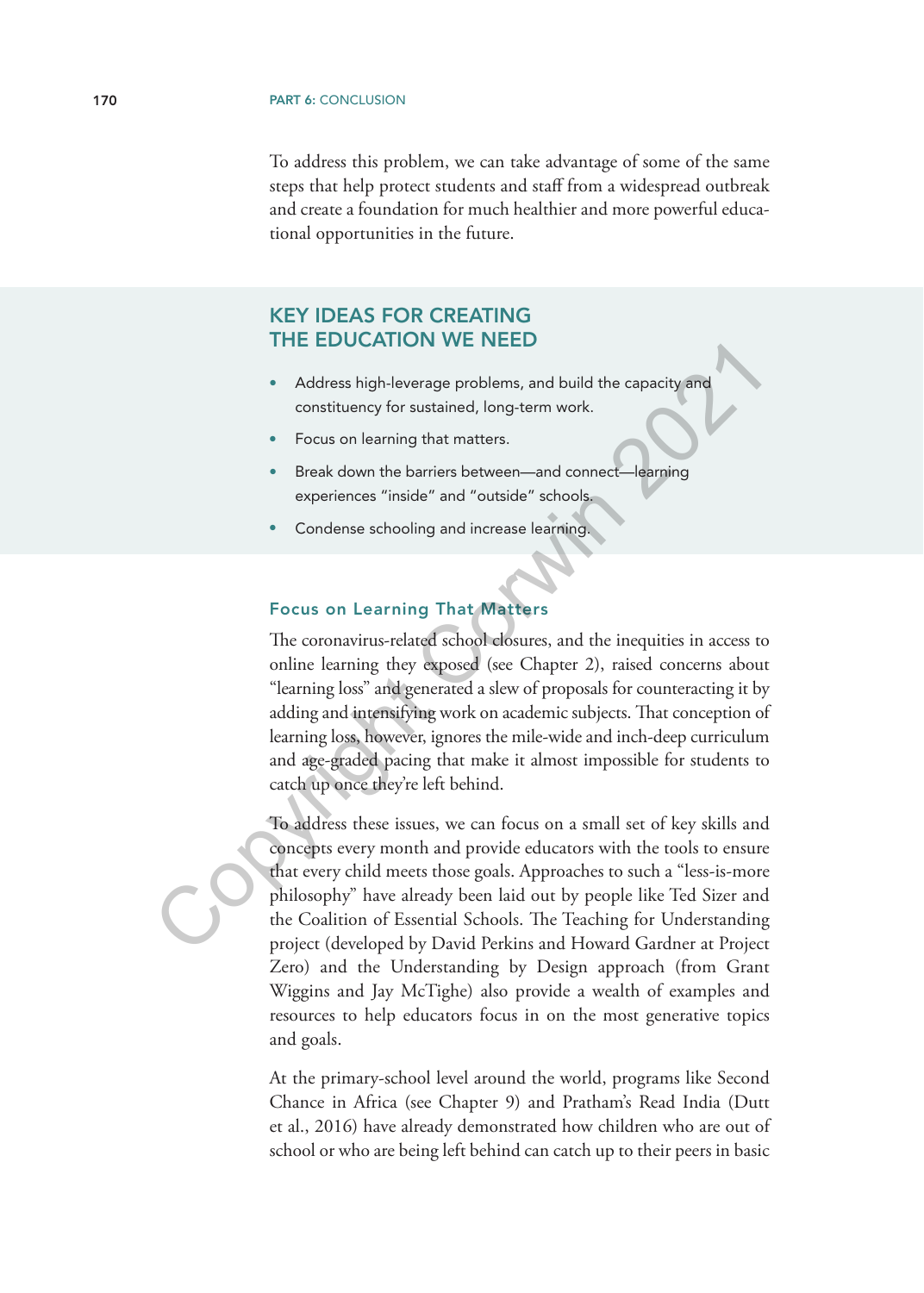To address this problem, we can take advantage of some of the same steps that help protect students and staff from a widespread outbreak and create a foundation for much healthier and more powerful educational opportunities in the future.

## KEY IDEAS FOR CREATING THE EDUCATION WE NEED

- Address high-leverage problems, and build the capacity and constituency for sustained, long-term work.
- Focus on learning that matters.
- Break down the barriers between—and connect—learning experiences "inside" and "outside" schools.
- Condense schooling and increase learning.

### Focus on Learning That Matters

The coronavirus-related school closures, and the inequities in access to online learning they exposed (see Chapter 2), raised concerns about "learning loss" and generated a slew of proposals for counteracting it by adding and intensifying work on academic subjects. That conception of learning loss, however, ignores the mile-wide and inch-deep curriculum and age-graded pacing that make it almost impossible for students to catch up once they're left behind.

To address these issues, we can focus on a small set of key skills and concepts every month and provide educators with the tools to ensure that every child meets those goals. Approaches to such a "less-is-more philosophy" have already been laid out by people like Ted Sizer and the Coalition of Essential Schools. The Teaching for Understanding project (developed by David Perkins and Howard Gardner at Project Zero) and the Understanding by Design approach (from Grant Wiggins and Jay McTighe) also provide a wealth of examples and resources to help educators focus in on the most generative topics and goals.

At the primary-school level around the world, programs like Second Chance in Africa (see Chapter 9) and Pratham's Read India (Dutt et al., 2016) have already demonstrated how children who are out of school or who are being left behind can catch up to their peers in basic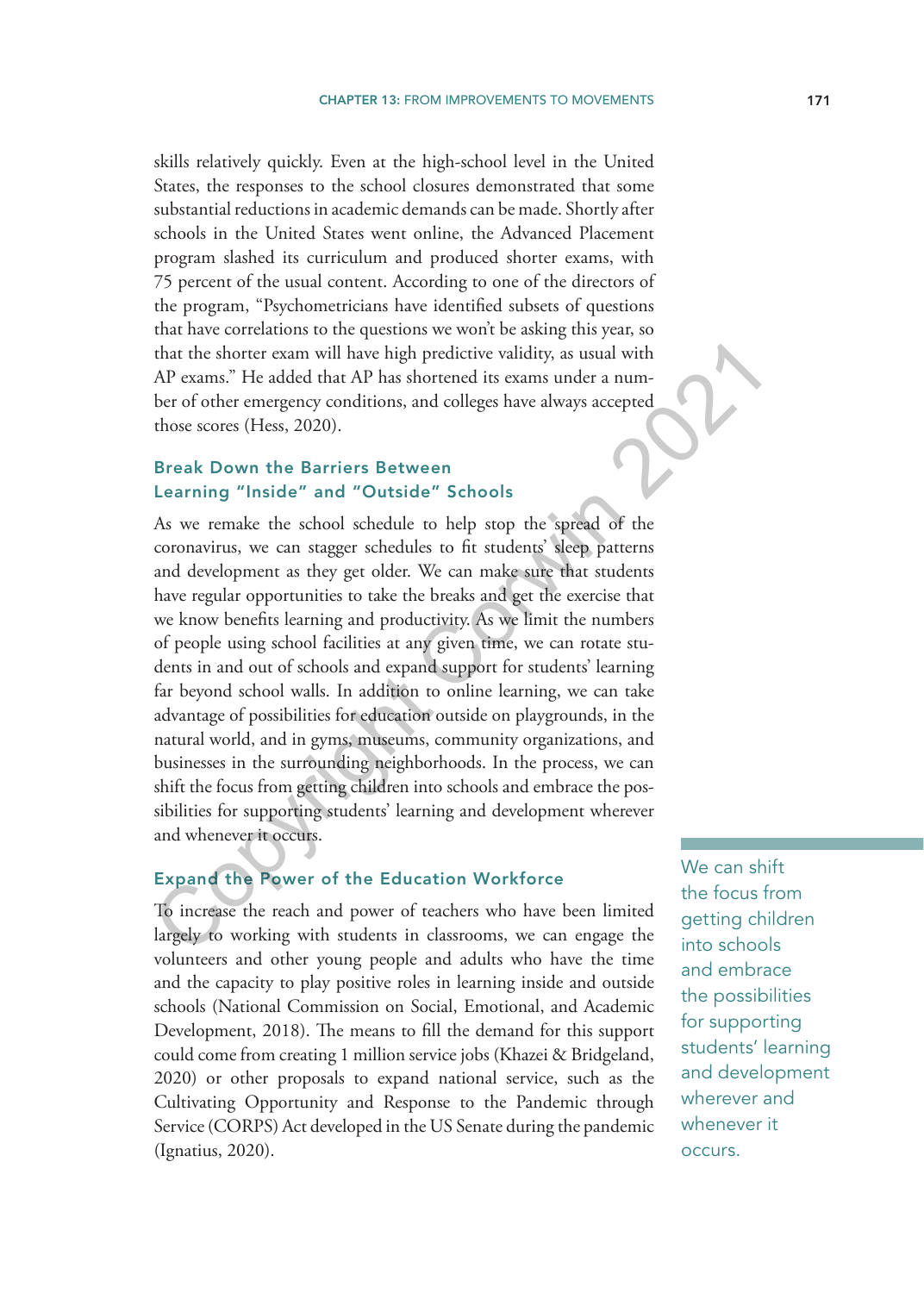skills relatively quickly. Even at the high-school level in the United States, the responses to the school closures demonstrated that some substantial reductions in academic demands can be made. Shortly after schools in the United States went online, the Advanced Placement program slashed its curriculum and produced shorter exams, with 75 percent of the usual content. According to one of the directors of the program, "Psychometricians have identified subsets of questions that have correlations to the questions we won't be asking this year, so that the shorter exam will have high predictive validity, as usual with AP exams." He added that AP has shortened its exams under a number of other emergency conditions, and colleges have always accepted those scores (Hess, 2020).

### Break Down the Barriers Between Learning "Inside" and "Outside" Schools

As we remake the school schedule to help stop the spread of the coronavirus, we can stagger schedules to fit students' sleep patterns and development as they get older. We can make sure that students have regular opportunities to take the breaks and get the exercise that we know benefits learning and productivity. As we limit the numbers of people using school facilities at any given time, we can rotate students in and out of schools and expand support for students' learning far beyond school walls. In addition to online learning, we can take advantage of possibilities for education outside on playgrounds, in the natural world, and in gyms, museums, community organizations, and businesses in the surrounding neighborhoods. In the process, we can shift the focus from getting children into schools and embrace the possibilities for supporting students' learning and development wherever and whenever it occurs.

> We can shift the focus from getting children into schools and embrace the possibilities for supporting students' learning and development wherever and whenever it occurs.

### Expand the Power of the Education Workforce

To increase the reach and power of teachers who have been limited largely to working with students in classrooms, we can engage the volunteers and other young people and adults who have the time and the capacity to play positive roles in learning inside and outside schools (National Commission on Social, Emotional, and Academic Development, 2018). The means to fill the demand for this support could come from creating 1 million service jobs (Khazei & Bridgeland, 2020) or other proposals to expand national service, such as the Cultivating Opportunity and Response to the Pandemic through Service (CORPS) Act developed in the US Senate during the pandemic (Ignatius, 2020).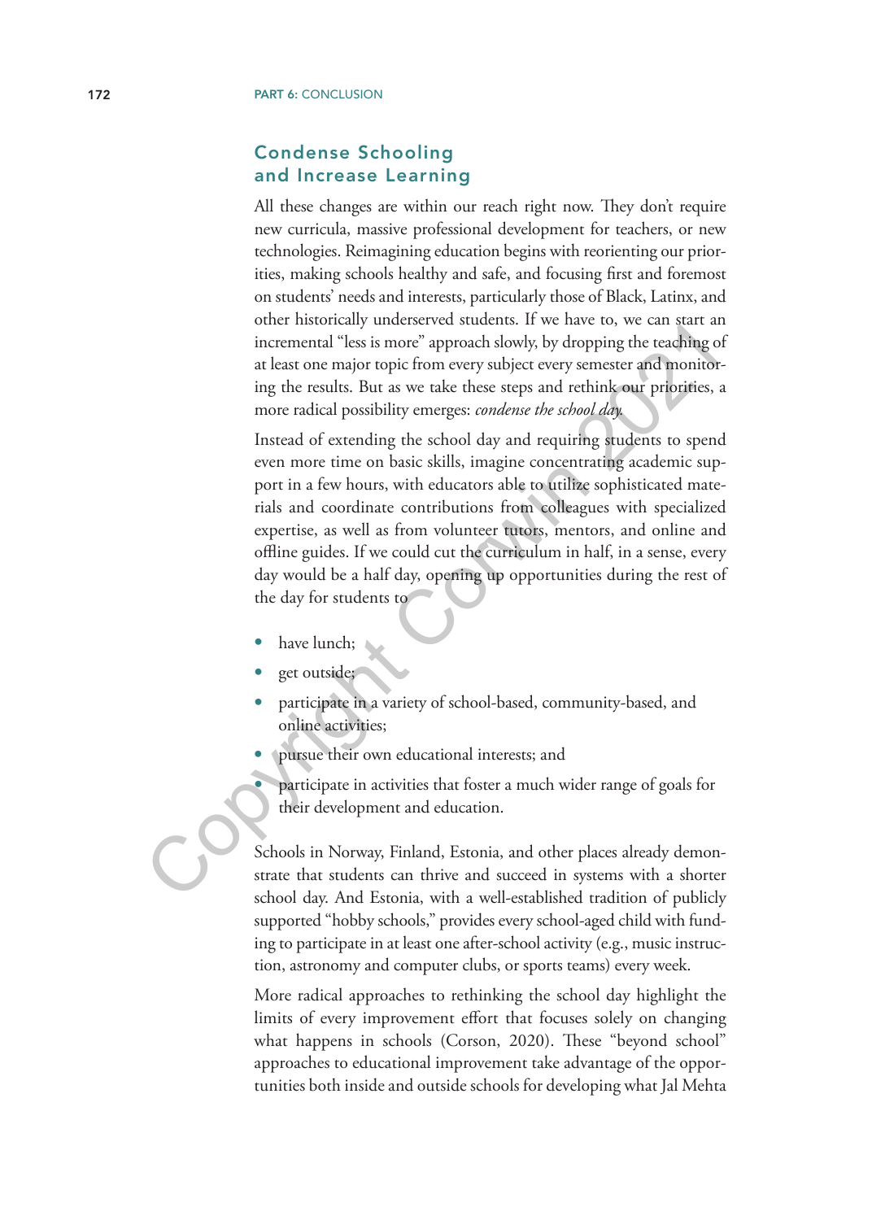## Condense Schooling and Increase Learning

All these changes are within our reach right now. They don't require new curricula, massive professional development for teachers, or new technologies. Reimagining education begins with reorienting our priorities, making schools healthy and safe, and focusing first and foremost on students' needs and interests, particularly those of Black, Latinx, and other historically underserved students. If we have to, we can start an incremental "less is more" approach slowly, by dropping the teaching of at least one major topic from every subject every semester and monitoring the results. But as we take these steps and rethink our priorities, a more radical possibility emerges: *condense the school day.*

Instead of extending the school day and requiring students to spend even more time on basic skills, imagine concentrating academic support in a few hours, with educators able to utilize sophisticated materials and coordinate contributions from colleagues with specialized expertise, as well as from volunteer tutors, mentors, and online and offline guides. If we could cut the curriculum in half, in a sense, every day would be a half day, opening up opportunities during the rest of the day for students to

- have lunch;
- get outside;
- participate in a variety of school-based, community-based, and online activities;
- pursue their own educational interests; and
- participate in activities that foster a much wider range of goals for their development and education.

Schools in Norway, Finland, Estonia, and other places already demonstrate that students can thrive and succeed in systems with a shorter school day. And Estonia, with a well-established tradition of publicly supported "hobby schools," provides every school-aged child with funding to participate in at least one after-school activity (e.g., music instruction, astronomy and computer clubs, or sports teams) every week.

More radical approaches to rethinking the school day highlight the limits of every improvement effort that focuses solely on changing what happens in schools (Corson, 2020). These "beyond school" approaches to educational improvement take advantage of the opportunities both inside and outside schools for developing what Jal Mehta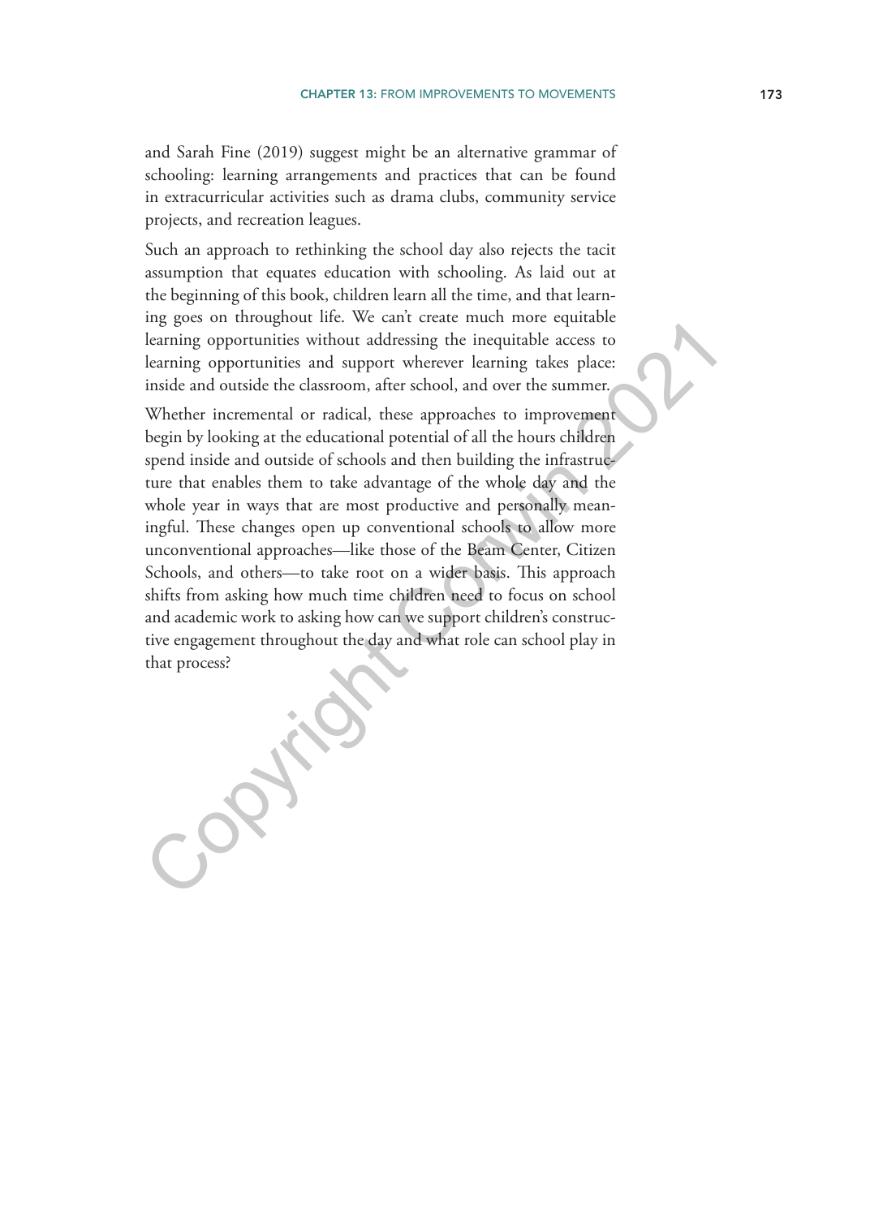and Sarah Fine (2019) suggest might be an alternative grammar of schooling: learning arrangements and practices that can be found in extracurricular activities such as drama clubs, community service projects, and recreation leagues.

Such an approach to rethinking the school day also rejects the tacit assumption that equates education with schooling. As laid out at the beginning of this book, children learn all the time, and that learning goes on throughout life. We can't create much more equitable learning opportunities without addressing the inequitable access to learning opportunities and support wherever learning takes place: inside and outside the classroom, after school, and over the summer.

Whether incremental or radical, these approaches to improvement begin by looking at the educational potential of all the hours children spend inside and outside of schools and then building the infrastructure that enables them to take advantage of the whole day and the whole year in ways that are most productive and personally meaningful. These changes open up conventional schools to allow more unconventional approaches—like those of the Beam Center, Citizen Schools, and others—to take root on a wider basis. This approach shifts from asking how much time children need to focus on school and academic work to asking how can we support children's constructive engagement throughout the day and what role can school play in that process?